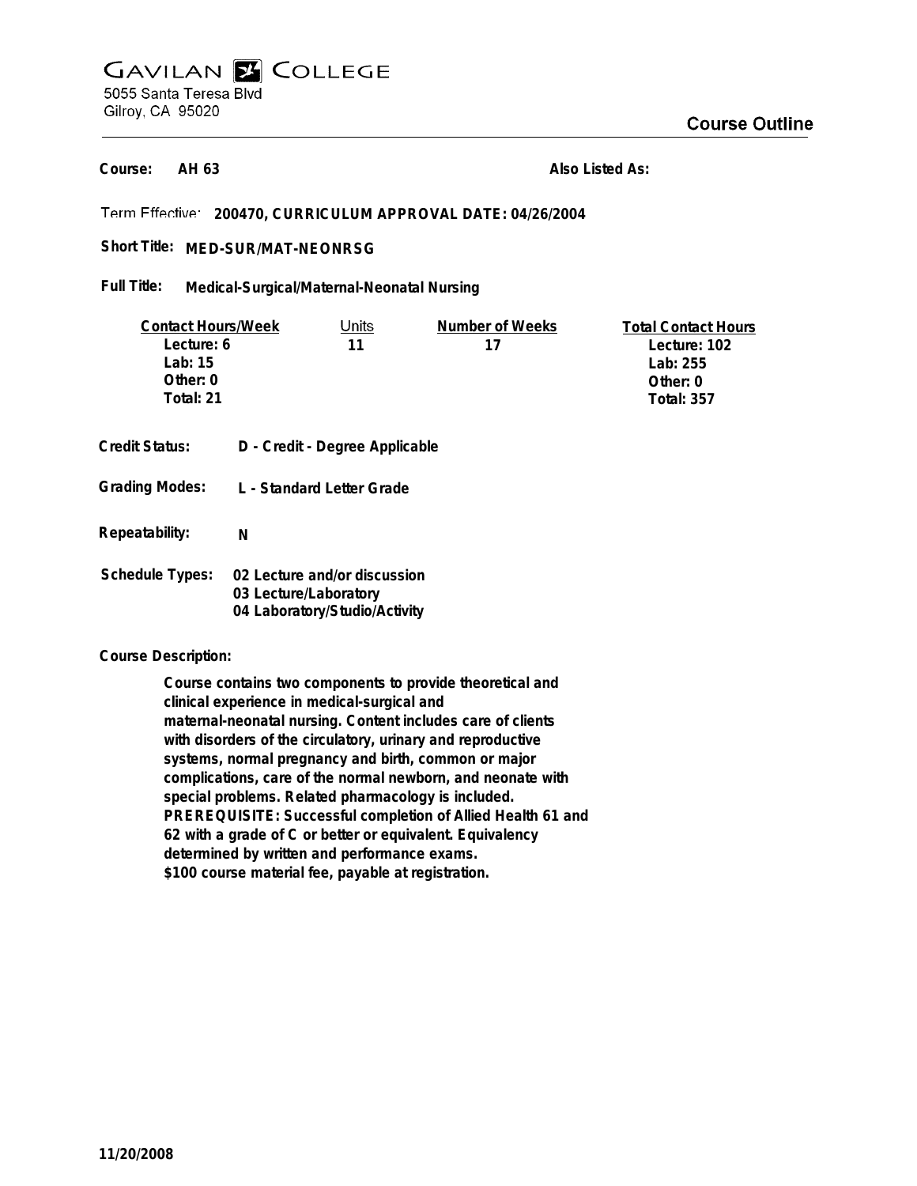# Gavilan College

5055 Santa Teresa Blvd
Gilroy, CA 95020

## Course Outline

**Course:** AH 63 **Also Listed As:**

Term Effective: **200470, CURRICULUM APPROVAL DATE: 04/26/2004**

**Short Title:** MED-SUR/MAT-NEONRSG

**Full Title:** Medical-Surgical/Maternal-Neonatal Nursing

| Contact Hours/Week | Units | Number of Weeks | Total Contact Hours |
|---|---|---|---|
| Lecture: 6 | 11 | 17 | Lecture: 102 |
| Lab: 15 | | | Lab: 255 |
| Other: 0 | | | Other: 0 |
| Total: 21 | | | Total: 357 |

**Credit Status:** D - Credit - Degree Applicable

**Grading Modes:** L - Standard Letter Grade

**Repeatability:** N

**Schedule Types:**
02 Lecture and/or discussion
03 Lecture/Laboratory
04 Laboratory/Studio/Activity

**Course Description:**

Course contains two components to provide theoretical and clinical experience in medical-surgical and maternal-neonatal nursing. Content includes care of clients with disorders of the circulatory, urinary and reproductive systems, normal pregnancy and birth, common or major complications, care of the normal newborn, and neonate with special problems. Related pharmacology is included. PREREQUISITE: Successful completion of Allied Health 61 and 62 with a grade of C or better or equivalent. Equivalency determined by written and performance exams. $100 course material fee, payable at registration.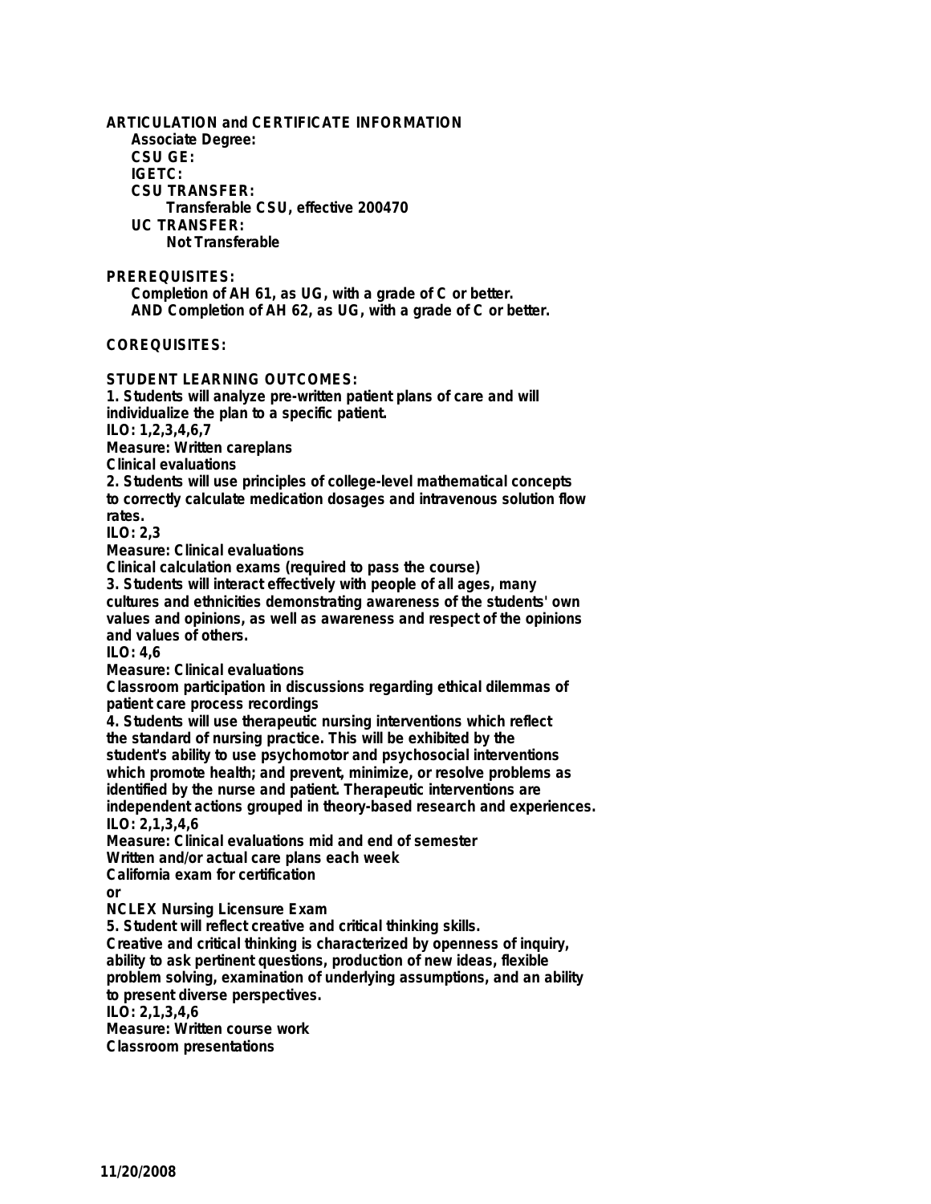## ARTICULATION and CERTIFICATE INFORMATION

**Associate Degree:**

**CSU GE:**

**IGETC:**

**CSU TRANSFER:**

Transferable CSU, effective 200470

**UC TRANSFER:**

Not Transferable

## PREREQUISITES:

Completion of AH 61, as UG, with a grade of C or better.
AND Completion of AH 62, as UG, with a grade of C or better.

## COREQUISITES:

## STUDENT LEARNING OUTCOMES:

1. Students will analyze pre-written patient plans of care and will individualize the plan to a specific patient.
ILO: 1,2,3,4,6,7
Measure: Written careplans
Clinical evaluations
2. Students will use principles of college-level mathematical concepts to correctly calculate medication dosages and intravenous solution flow rates.
ILO: 2,3
Measure: Clinical evaluations
Clinical calculation exams (required to pass the course)
3. Students will interact effectively with people of all ages, many cultures and ethnicities demonstrating awareness of the students' own values and opinions, as well as awareness and respect of the opinions and values of others.
ILO: 4,6
Measure: Clinical evaluations
Classroom participation in discussions regarding ethical dilemmas of patient care process recordings
4. Students will use therapeutic nursing interventions which reflect the standard of nursing practice. This will be exhibited by the student's ability to use psychomotor and psychosocial interventions which promote health; and prevent, minimize, or resolve problems as identified by the nurse and patient. Therapeutic interventions are independent actions grouped in theory-based research and experiences.
ILO: 2,1,3,4,6
Measure: Clinical evaluations mid and end of semester
Written and/or actual care plans each week
California exam for certification
or
NCLEX Nursing Licensure Exam
5. Student will reflect creative and critical thinking skills.
Creative and critical thinking is characterized by openness of inquiry, ability to ask pertinent questions, production of new ideas, flexible problem solving, examination of underlying assumptions, and an ability to present diverse perspectives.
ILO: 2,1,3,4,6
Measure: Written course work
Classroom presentations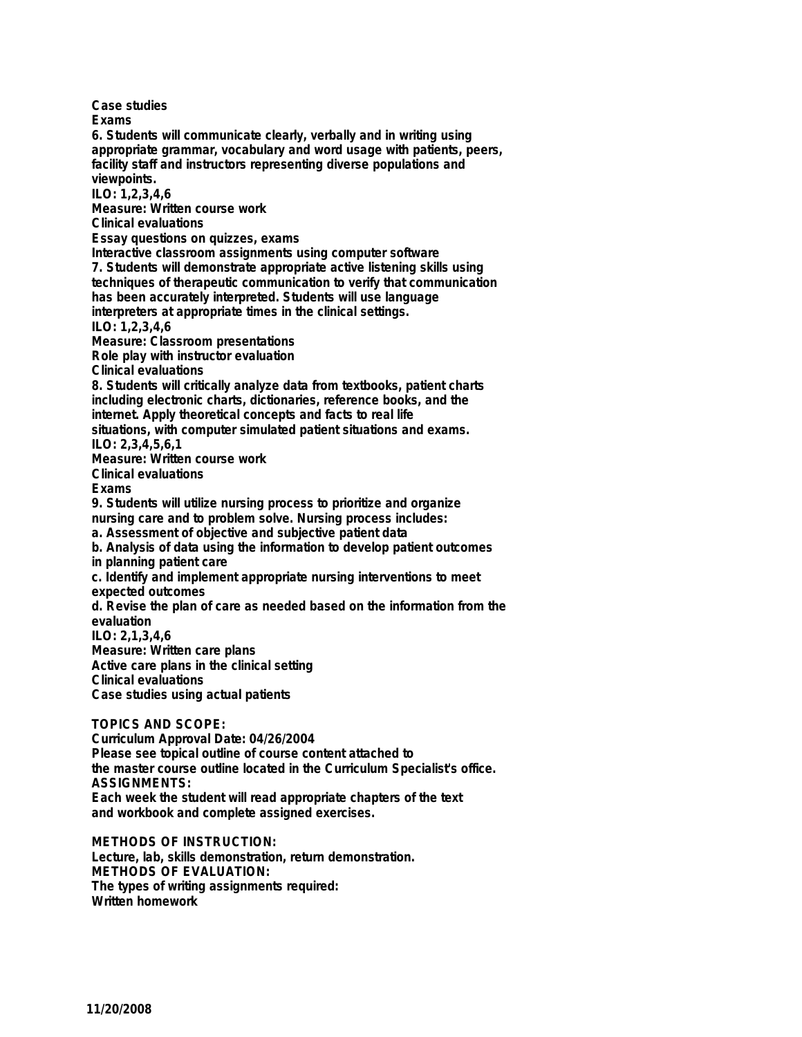Case studies
Exams

6. Students will communicate clearly, verbally and in writing using appropriate grammar, vocabulary and word usage with patients, peers, facility staff and instructors representing diverse populations and viewpoints.
ILO: 1,2,3,4,6
Measure: Written course work
Clinical evaluations
Essay questions on quizzes, exams
Interactive classroom assignments using computer software

7. Students will demonstrate appropriate active listening skills using techniques of therapeutic communication to verify that communication has been accurately interpreted. Students will use language interpreters at appropriate times in the clinical settings.
ILO: 1,2,3,4,6
Measure: Classroom presentations
Role play with instructor evaluation
Clinical evaluations

8. Students will critically analyze data from textbooks, patient charts including electronic charts, dictionaries, reference books, and the internet. Apply theoretical concepts and facts to real life situations, with computer simulated patient situations and exams.
ILO: 2,3,4,5,6,1
Measure: Written course work
Clinical evaluations
Exams

9. Students will utilize nursing process to prioritize and organize nursing care and to problem solve. Nursing process includes:
a. Assessment of objective and subjective patient data
b. Analysis of data using the information to develop patient outcomes in planning patient care
c. Identify and implement appropriate nursing interventions to meet expected outcomes
d. Revise the plan of care as needed based on the information from the evaluation
ILO: 2,1,3,4,6
Measure: Written care plans
Active care plans in the clinical setting
Clinical evaluations
Case studies using actual patients

**TOPICS AND SCOPE:**
Curriculum Approval Date: 04/26/2004
Please see topical outline of course content attached to the master course outline located in the Curriculum Specialist's office.

**ASSIGNMENTS:**
Each week the student will read appropriate chapters of the text and workbook and complete assigned exercises.

**METHODS OF INSTRUCTION:**
Lecture, lab, skills demonstration, return demonstration.

**METHODS OF EVALUATION:**
The types of writing assignments required:
Written homework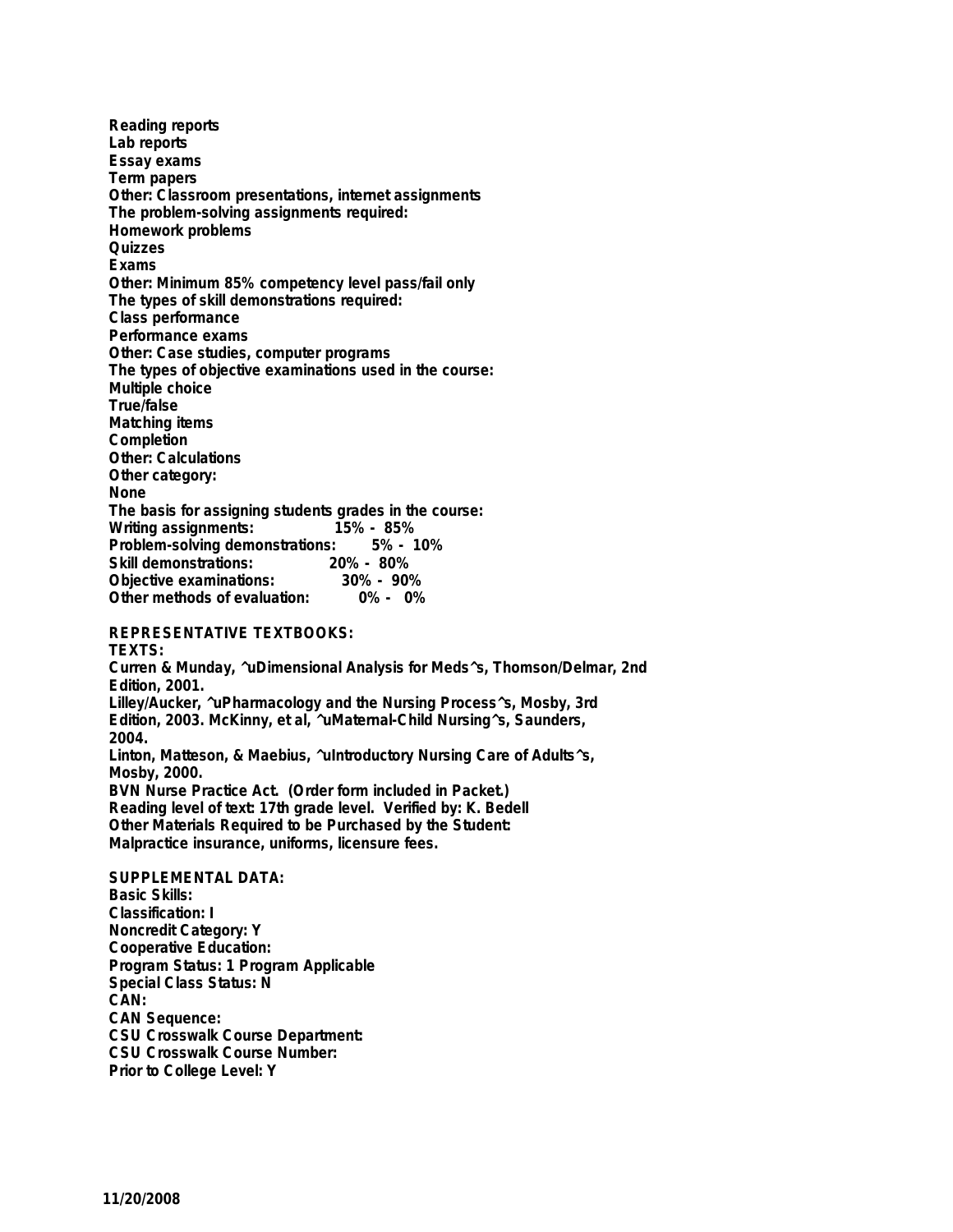Reading reports
Lab reports
Essay exams
Term papers
Other: Classroom presentations, internet assignments
The problem-solving assignments required:
Homework problems
Quizzes
Exams
Other: Minimum 85% competency level pass/fail only
The types of skill demonstrations required:
Class performance
Performance exams
Other: Case studies, computer programs
The types of objective examinations used in the course:
Multiple choice
True/false
Matching items
Completion
Other: Calculations
Other category:
None
The basis for assigning students grades in the course:
Writing assignments: 15% - 85%
Problem-solving demonstrations: 5% - 10%
Skill demonstrations: 20% - 80%
Objective examinations: 30% - 90%
Other methods of evaluation: 0% - 0%

## REPRESENTATIVE TEXTBOOKS:

TEXTS:
Curren & Munday, ^uDimensional Analysis for Meds^s, Thomson/Delmar, 2nd Edition, 2001.
Lilley/Aucker, ^uPharmacology and the Nursing Process^s, Mosby, 3rd Edition, 2003. McKinny, et al, ^uMaternal-Child Nursing^s, Saunders, 2004.
Linton, Matteson, & Maebius, ^uIntroductory Nursing Care of Adults^s, Mosby, 2000.
BVN Nurse Practice Act. (Order form included in Packet.)
Reading level of text: 17th grade level. Verified by: K. Bedell
Other Materials Required to be Purchased by the Student:
Malpractice insurance, uniforms, licensure fees.

## SUPPLEMENTAL DATA:

Basic Skills:
Classification: I
Noncredit Category: Y
Cooperative Education:
Program Status: 1 Program Applicable
Special Class Status: N
CAN:
CAN Sequence:
CSU Crosswalk Course Department:
CSU Crosswalk Course Number:
Prior to College Level: Y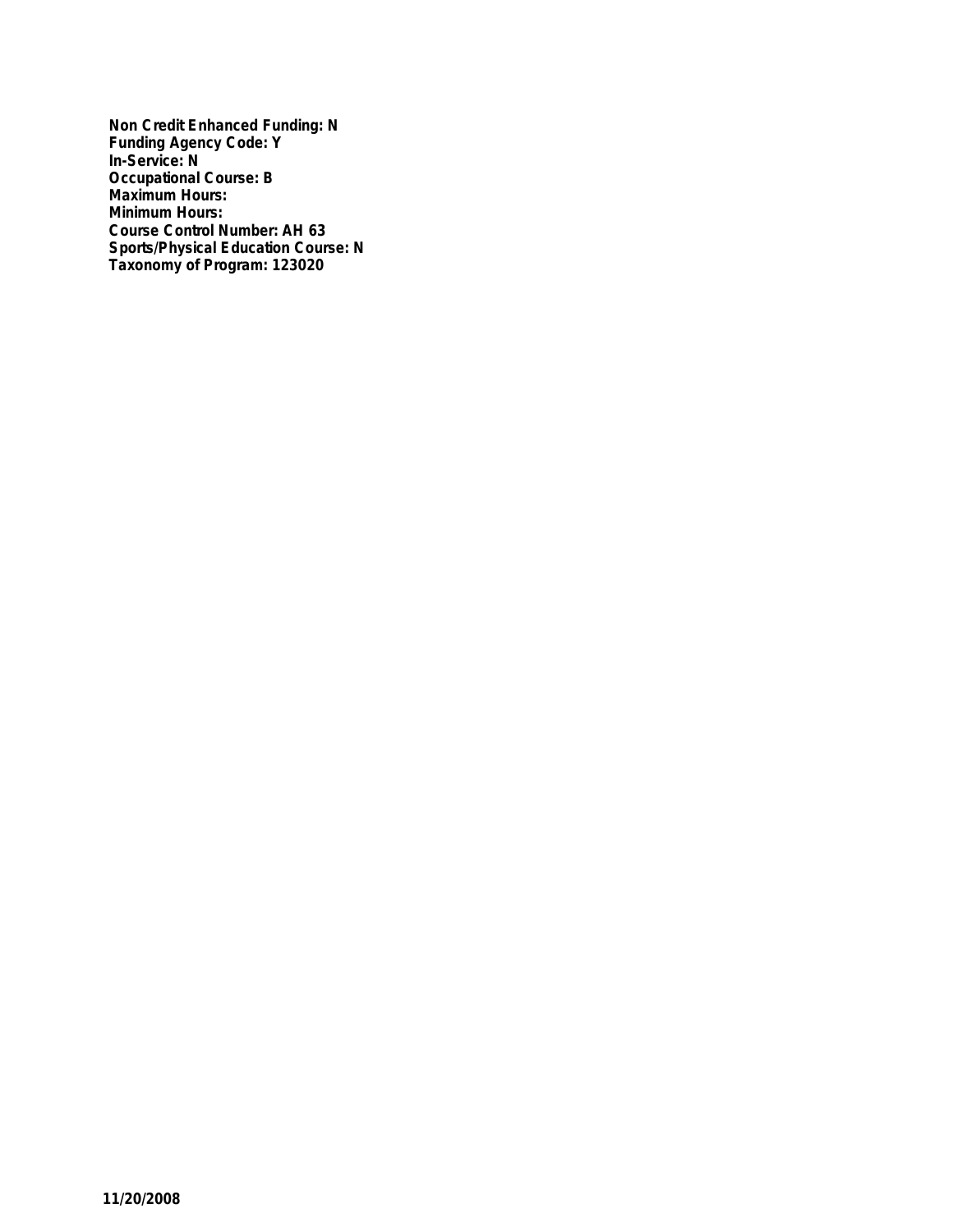**Non Credit Enhanced Funding: N**
**Funding Agency Code: Y**
**In-Service: N**
**Occupational Course: B**
**Maximum Hours:**
**Minimum Hours:**
**Course Control Number: AH 63**
**Sports/Physical Education Course: N**
**Taxonomy of Program: 123020**